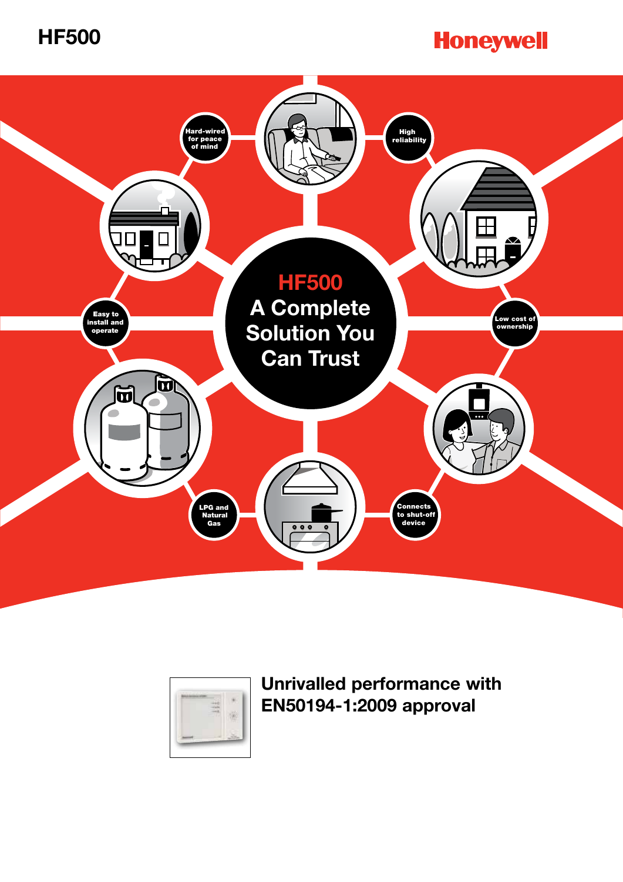# HF500

Honeywell

## HF500 A Complete Solution You Can Trust

- Hard-wired for peace of mind
- High reliability
- Low cost of ownership
- Connects to shut-off device
- LPG and Natural Gas
- Easy to install and operate

## Unrivalled performance with EN50194-1:2009 approval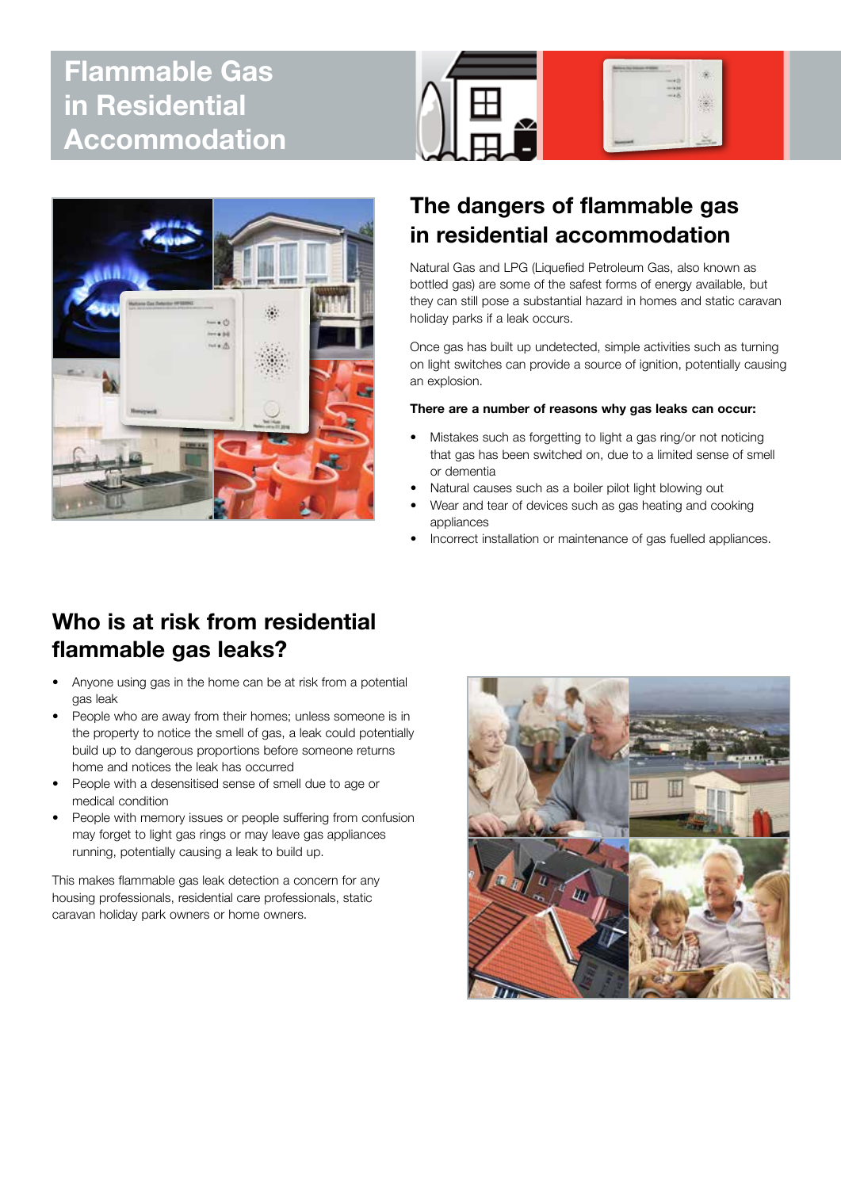# Flammable Gas in Residential Accommodation

## The dangers of flammable gas in residential accommodation

Natural Gas and LPG (Liquefied Petroleum Gas, also known as bottled gas) are some of the safest forms of energy available, but they can still pose a substantial hazard in homes and static caravan holiday parks if a leak occurs.

Once gas has built up undetected, simple activities such as turning on light switches can provide a source of ignition, potentially causing an explosion.

**There are a number of reasons why gas leaks can occur:**

- Mistakes such as forgetting to light a gas ring/or not noticing that gas has been switched on, due to a limited sense of smell or dementia
- Natural causes such as a boiler pilot light blowing out
- Wear and tear of devices such as gas heating and cooking appliances
- Incorrect installation or maintenance of gas fuelled appliances.

## Who is at risk from residential flammable gas leaks?

- Anyone using gas in the home can be at risk from a potential gas leak
- People who are away from their homes; unless someone is in the property to notice the smell of gas, a leak could potentially build up to dangerous proportions before someone returns home and notices the leak has occurred
- People with a desensitised sense of smell due to age or medical condition
- People with memory issues or people suffering from confusion may forget to light gas rings or may leave gas appliances running, potentially causing a leak to build up.

This makes flammable gas leak detection a concern for any housing professionals, residential care professionals, static caravan holiday park owners or home owners.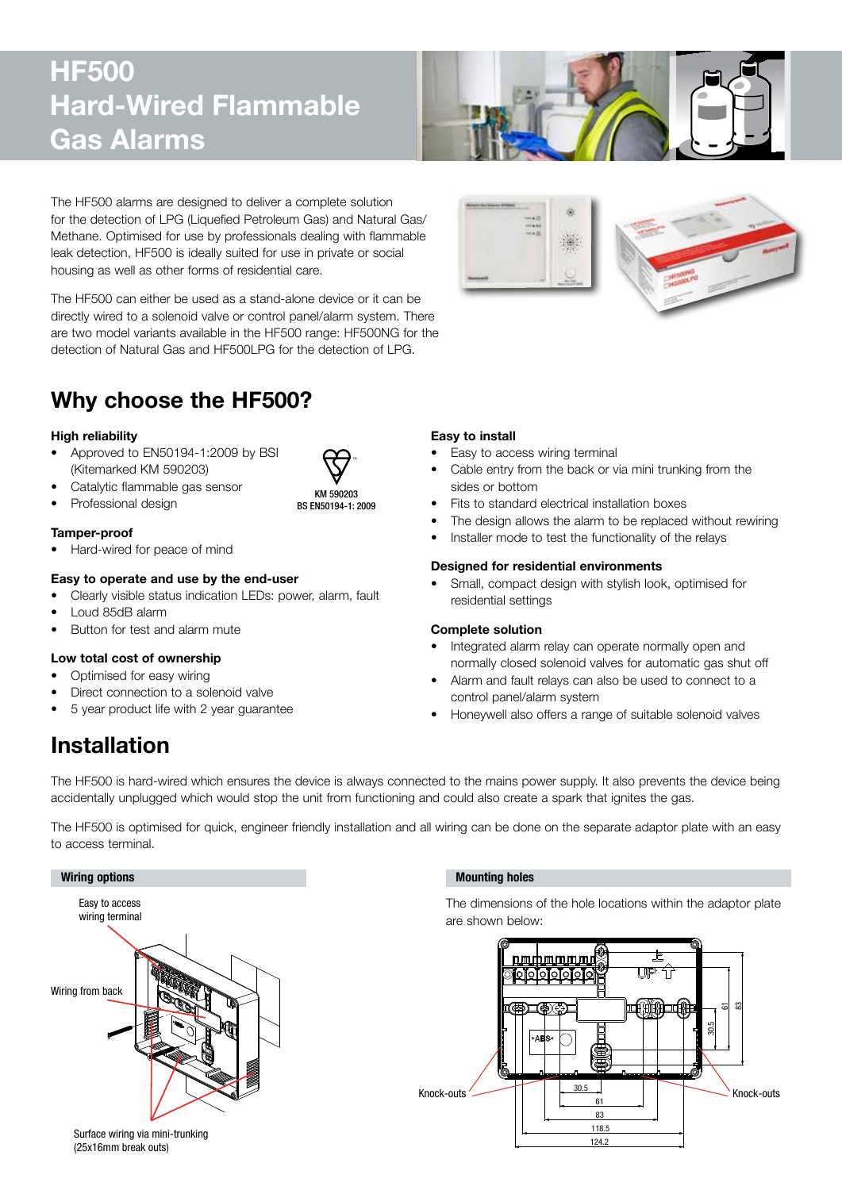# HF500 Hard-Wired Flammable Gas Alarms

The HF500 alarms are designed to deliver a complete solution for the detection of LPG (Liquefied Petroleum Gas) and Natural Gas/ Methane. Optimised for use by professionals dealing with flammable leak detection, HF500 is ideally suited for use in private or social housing as well as other forms of residential care.

The HF500 can either be used as a stand-alone device or it can be directly wired to a solenoid valve or control panel/alarm system. There are two model variants available in the HF500 range: HF500NG for the detection of Natural Gas and HF500LPG for the detection of LPG.

## Why choose the HF500?

### High reliability

- Approved to EN50194-1:2009 by BSI (Kitemarked KM 590203)
- Catalytic flammable gas sensor
- Professional design

KM 590203
BS EN50194-1: 2009

### Tamper-proof

- Hard-wired for peace of mind

### Easy to operate and use by the end-user

- Clearly visible status indication LEDs: power, alarm, fault
- Loud 85dB alarm
- Button for test and alarm mute

### Low total cost of ownership

- Optimised for easy wiring
- Direct connection to a solenoid valve
- 5 year product life with 2 year guarantee

### Easy to install

- Easy to access wiring terminal
- Cable entry from the back or via mini trunking from the sides or bottom
- Fits to standard electrical installation boxes
- The design allows the alarm to be replaced without rewiring
- Installer mode to test the functionality of the relays

### Designed for residential environments

- Small, compact design with stylish look, optimised for residential settings

### Complete solution

- Integrated alarm relay can operate normally open and normally closed solenoid valves for automatic gas shut off
- Alarm and fault relays can also be used to connect to a control panel/alarm system
- Honeywell also offers a range of suitable solenoid valves

## Installation

The HF500 is hard-wired which ensures the device is always connected to the mains power supply. It also prevents the device being accidentally unplugged which would stop the unit from functioning and could also create a spark that ignites the gas.

The HF500 is optimised for quick, engineer friendly installation and all wiring can be done on the separate adaptor plate with an easy to access terminal.

### Wiring options

Easy to access wiring terminal

Wiring from back

Surface wiring via mini-trunking (25x16mm break outs)

### Mounting holes

The dimensions of the hole locations within the adaptor plate are shown below:

Knock-outs

Knock-outs

30.5, 61, 83, 118.5, 124.2 (horizontal); 30.5, 61, 83 (vertical)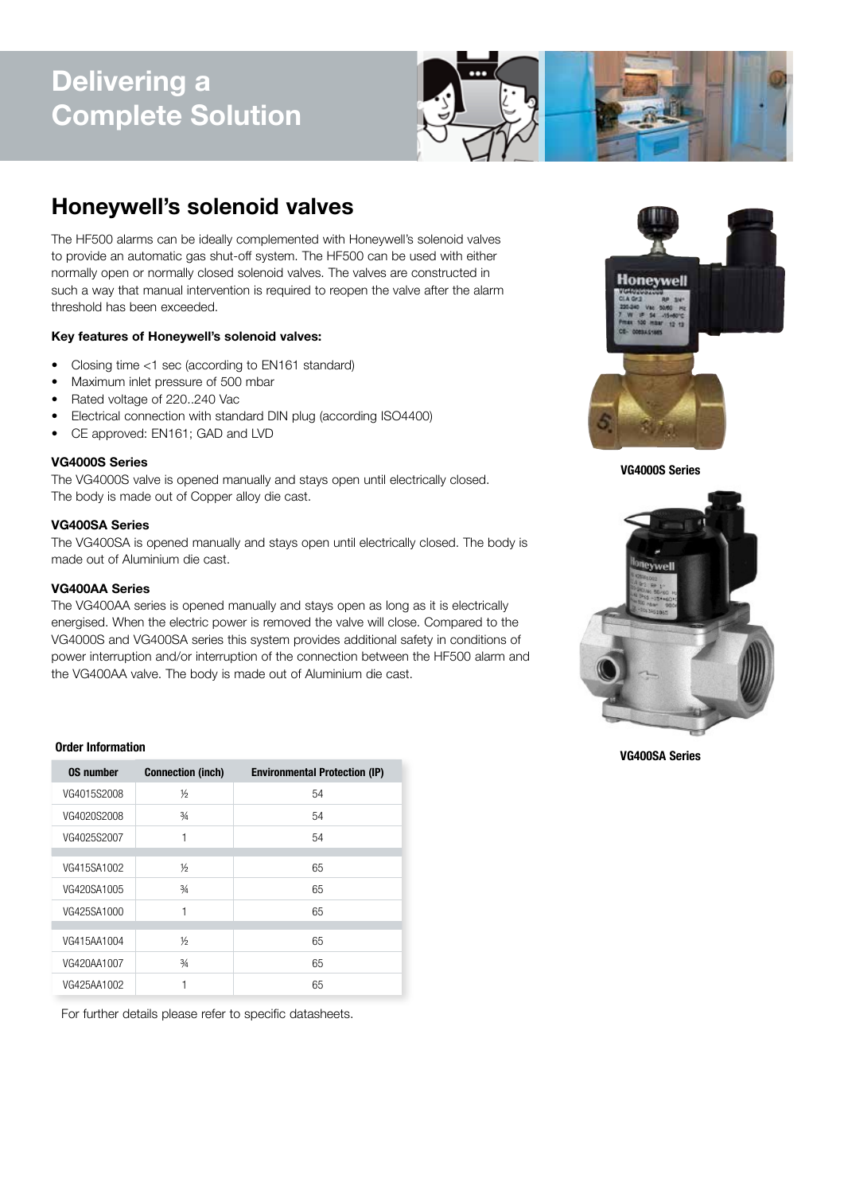# Delivering a Complete Solution

## Honeywell's solenoid valves

The HF500 alarms can be ideally complemented with Honeywell's solenoid valves to provide an automatic gas shut-off system. The HF500 can be used with either normally open or normally closed solenoid valves. The valves are constructed in such a way that manual intervention is required to reopen the valve after the alarm threshold has been exceeded.

**Key features of Honeywell's solenoid valves:**

- Closing time <1 sec (according to EN161 standard)
- Maximum inlet pressure of 500 mbar
- Rated voltage of 220..240 Vac
- Electrical connection with standard DIN plug (according ISO4400)
- CE approved: EN161; GAD and LVD

**VG4000S Series**

The VG4000S valve is opened manually and stays open until electrically closed. The body is made out of Copper alloy die cast.

**VG400SA Series**

The VG400SA is opened manually and stays open until electrically closed. The body is made out of Aluminium die cast.

**VG400AA Series**

The VG400AA series is opened manually and stays open as long as it is electrically energised. When the electric power is removed the valve will close. Compared to the VG4000S and VG400SA series this system provides additional safety in conditions of power interruption and/or interruption of the connection between the HF500 alarm and the VG400AA valve. The body is made out of Aluminium die cast.

**VG4000S Series**

**VG400SA Series**

**Order Information**

| OS number | Connection (inch) | Environmental Protection (IP) |
|---|---|---|
| VG4015S2008 | ½ | 54 |
| VG4020S2008 | ¾ | 54 |
| VG4025S2007 | 1 | 54 |
| VG415SA1002 | ½ | 65 |
| VG420SA1005 | ¾ | 65 |
| VG425SA1000 | 1 | 65 |
| VG415AA1004 | ½ | 65 |
| VG420AA1007 | ¾ | 65 |
| VG425AA1002 | 1 | 65 |

For further details please refer to specific datasheets.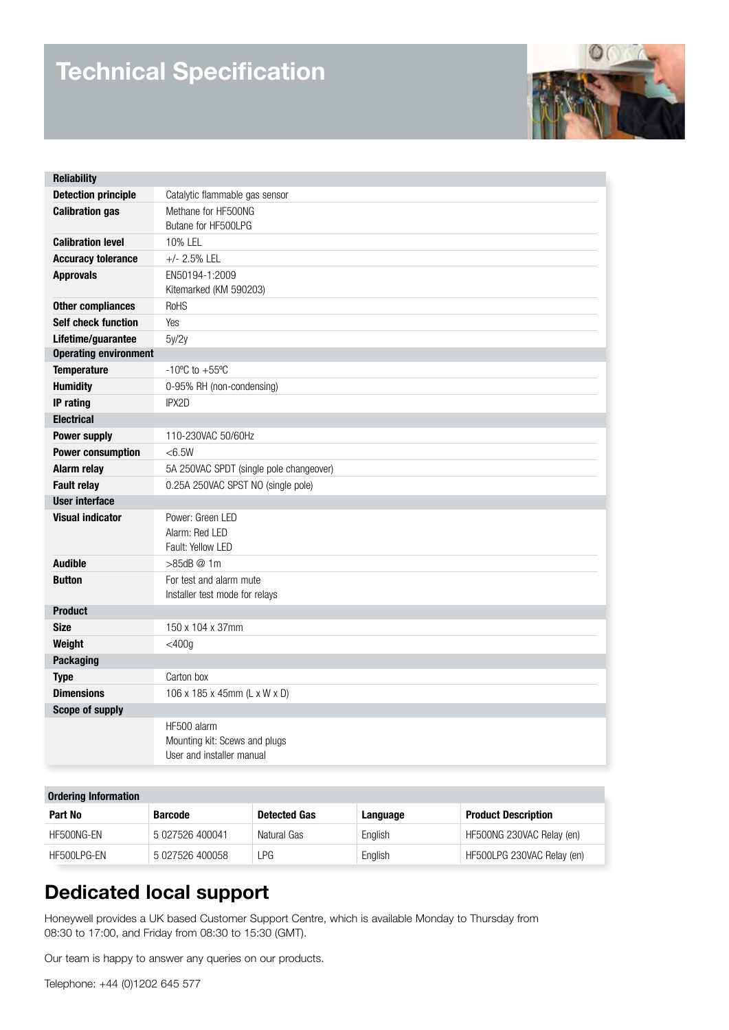# Technical Specification

| | |
|---|---|
| **Reliability** | |
| **Detection principle** | Catalytic flammable gas sensor |
| **Calibration gas** | Methane for HF500NG<br>Butane for HF500LPG |
| **Calibration level** | 10% LEL |
| **Accuracy tolerance** | +/- 2.5% LEL |
| **Approvals** | EN50194-1:2009<br>Kitemarked (KM 590203) |
| **Other compliances** | RoHS |
| **Self check function** | Yes |
| **Lifetime/guarantee** | 5y/2y |
| **Operating environment** | |
| **Temperature** | -10ºC to +55ºC |
| **Humidity** | 0-95% RH (non-condensing) |
| **IP rating** | IPX2D |
| **Electrical** | |
| **Power supply** | 110-230VAC 50/60Hz |
| **Power consumption** | <6.5W |
| **Alarm relay** | 5A 250VAC SPDT (single pole changeover) |
| **Fault relay** | 0.25A 250VAC SPST NO (single pole) |
| **User interface** | |
| **Visual indicator** | Power: Green LED<br>Alarm: Red LED<br>Fault: Yellow LED |
| **Audible** | >85dB @ 1m |
| **Button** | For test and alarm mute<br>Installer test mode for relays |
| **Product** | |
| **Size** | 150 x 104 x 37mm |
| **Weight** | <400g |
| **Packaging** | |
| **Type** | Carton box |
| **Dimensions** | 106 x 185 x 45mm (L x W x D) |
| **Scope of supply** | |
| | HF500 alarm<br>Mounting kit: Scews and plugs<br>User and installer manual |

**Ordering Information**

| Part No | Barcode | Detected Gas | Language | Product Description |
|---|---|---|---|---|
| HF500NG-EN | 5 027526 400041 | Natural Gas | English | HF500NG 230VAC Relay (en) |
| HF500LPG-EN | 5 027526 400058 | LPG | English | HF500LPG 230VAC Relay (en) |

## Dedicated local support

Honeywell provides a UK based Customer Support Centre, which is available Monday to Thursday from 08:30 to 17:00, and Friday from 08:30 to 15:30 (GMT).

Our team is happy to answer any queries on our products.

Telephone: +44 (0)1202 645 577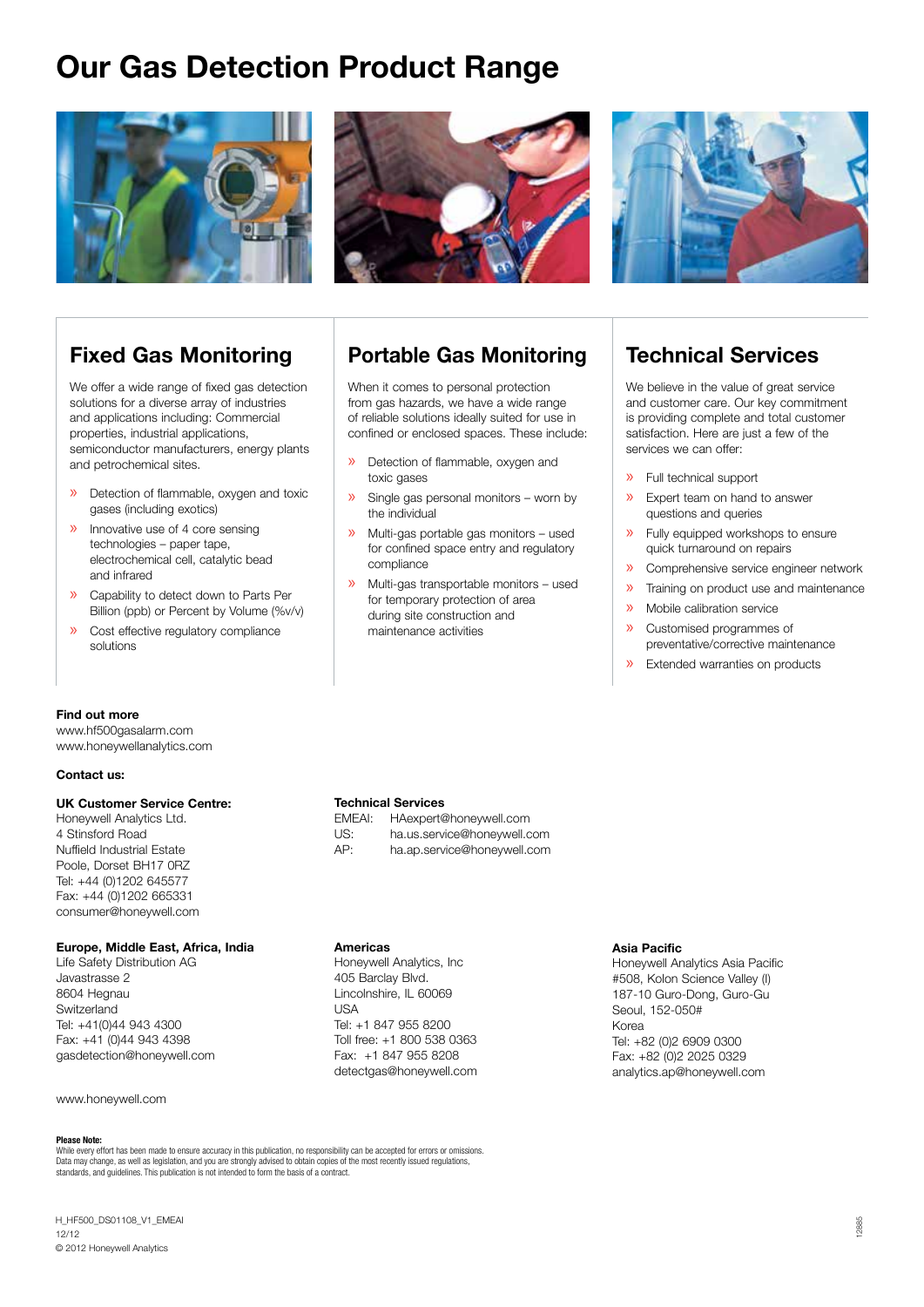# Our Gas Detection Product Range

## Fixed Gas Monitoring

We offer a wide range of fixed gas detection solutions for a diverse array of industries and applications including: Commercial properties, industrial applications, semiconductor manufacturers, energy plants and petrochemical sites.

- Detection of flammable, oxygen and toxic gases (including exotics)
- Innovative use of 4 core sensing technologies – paper tape, electrochemical cell, catalytic bead and infrared
- Capability to detect down to Parts Per Billion (ppb) or Percent by Volume (%v/v)
- Cost effective regulatory compliance solutions

## Portable Gas Monitoring

When it comes to personal protection from gas hazards, we have a wide range of reliable solutions ideally suited for use in confined or enclosed spaces. These include:

- Detection of flammable, oxygen and toxic gases
- Single gas personal monitors – worn by the individual
- Multi-gas portable gas monitors – used for confined space entry and regulatory compliance
- Multi-gas transportable monitors – used for temporary protection of area during site construction and maintenance activities

## Technical Services

We believe in the value of great service and customer care. Our key commitment is providing complete and total customer satisfaction. Here are just a few of the services we can offer:

- Full technical support
- Expert team on hand to answer questions and queries
- Fully equipped workshops to ensure quick turnaround on repairs
- Comprehensive service engineer network
- Training on product use and maintenance
- Mobile calibration service
- Customised programmes of preventative/corrective maintenance
- Extended warranties on products

**Find out more**
www.hf500gasalarm.com
www.honeywellanalytics.com

**Contact us:**

**UK Customer Service Centre:**
Honeywell Analytics Ltd.
4 Stinsford Road
Nuffield Industrial Estate
Poole, Dorset BH17 0RZ
Tel: +44 (0)1202 645577
Fax: +44 (0)1202 665331
consumer@honeywell.com

**Technical Services**
EMEAI: HAexpert@honeywell.com
US: ha.us.service@honeywell.com
AP: ha.ap.service@honeywell.com

**Europe, Middle East, Africa, India**
Life Safety Distribution AG
Javastrasse 2
8604 Hegnau
Switzerland
Tel: +41(0)44 943 4300
Fax: +41 (0)44 943 4398
gasdetection@honeywell.com

**Americas**
Honeywell Analytics, Inc
405 Barclay Blvd.
Lincolnshire, IL 60069
USA
Tel: +1 847 955 8200
Toll free: +1 800 538 0363
Fax: +1 847 955 8208
detectgas@honeywell.com

**Asia Pacific**
Honeywell Analytics Asia Pacific
#508, Kolon Science Valley (I)
187-10 Guro-Dong, Guro-Gu
Seoul, 152-050#
Korea
Tel: +82 (0)2 6909 0300
Fax: +82 (0)2 2025 0329
analytics.ap@honeywell.com

www.honeywell.com

**Please Note:**
While every effort has been made to ensure accuracy in this publication, no responsibility can be accepted for errors or omissions. Data may change, as well as legislation, and you are strongly advised to obtain copies of the most recently issued regulations, standards, and guidelines. This publication is not intended to form the basis of a contract.

H_HF500_DS01108_V1_EMEAI
12/12
© 2012 Honeywell Analytics

12885